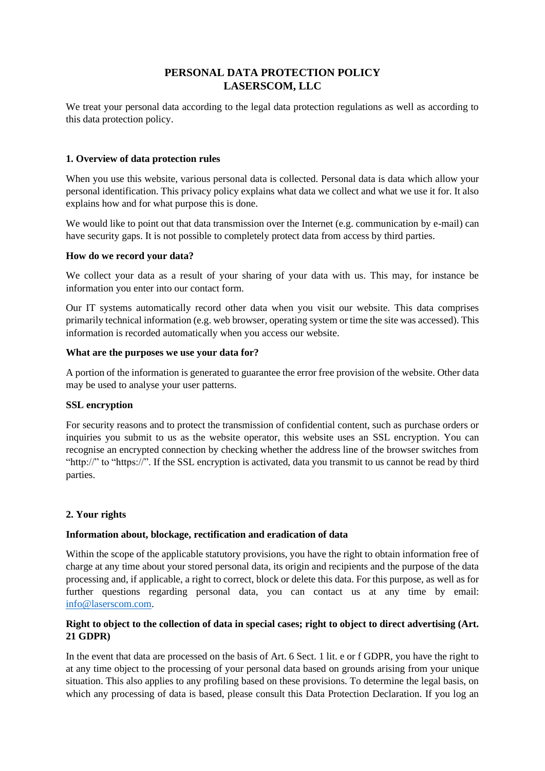# PERSONAL DATA PROTECTION POLICY
# LASERSCOM, LLC

We treat your personal data according to the legal data protection regulations as well as according to this data protection policy.

## 1. Overview of data protection rules

When you use this website, various personal data is collected. Personal data is data which allow your personal identification. This privacy policy explains what data we collect and what we use it for. It also explains how and for what purpose this is done.

We would like to point out that data transmission over the Internet (e.g. communication by e-mail) can have security gaps. It is not possible to completely protect data from access by third parties.

### How do we record your data?

We collect your data as a result of your sharing of your data with us. This may, for instance be information you enter into our contact form.

Our IT systems automatically record other data when you visit our website. This data comprises primarily technical information (e.g. web browser, operating system or time the site was accessed). This information is recorded automatically when you access our website.

### What are the purposes we use your data for?

A portion of the information is generated to guarantee the error free provision of the website. Other data may be used to analyse your user patterns.

### SSL encryption

For security reasons and to protect the transmission of confidential content, such as purchase orders or inquiries you submit to us as the website operator, this website uses an SSL encryption. You can recognise an encrypted connection by checking whether the address line of the browser switches from "http://" to "https://". If the SSL encryption is activated, data you transmit to us cannot be read by third parties.

## 2. Your rights

### Information about, blockage, rectification and eradication of data

Within the scope of the applicable statutory provisions, you have the right to obtain information free of charge at any time about your stored personal data, its origin and recipients and the purpose of the data processing and, if applicable, a right to correct, block or delete this data. For this purpose, as well as for further questions regarding personal data, you can contact us at any time by email: info@laserscom.com.

### Right to object to the collection of data in special cases; right to object to direct advertising (Art. 21 GDPR)

In the event that data are processed on the basis of Art. 6 Sect. 1 lit. e or f GDPR, you have the right to at any time object to the processing of your personal data based on grounds arising from your unique situation. This also applies to any profiling based on these provisions. To determine the legal basis, on which any processing of data is based, please consult this Data Protection Declaration. If you log an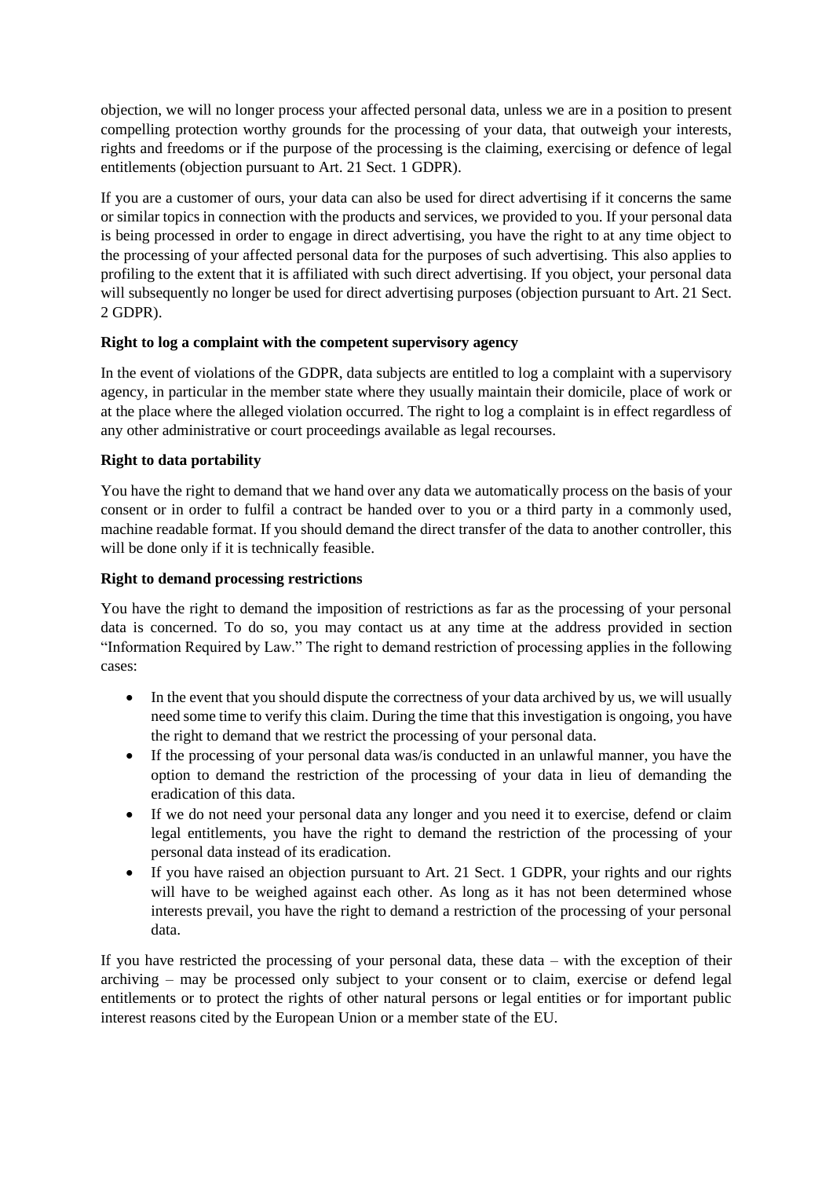objection, we will no longer process your affected personal data, unless we are in a position to present compelling protection worthy grounds for the processing of your data, that outweigh your interests, rights and freedoms or if the purpose of the processing is the claiming, exercising or defence of legal entitlements (objection pursuant to Art. 21 Sect. 1 GDPR).

If you are a customer of ours, your data can also be used for direct advertising if it concerns the same or similar topics in connection with the products and services, we provided to you. If your personal data is being processed in order to engage in direct advertising, you have the right to at any time object to the processing of your affected personal data for the purposes of such advertising. This also applies to profiling to the extent that it is affiliated with such direct advertising. If you object, your personal data will subsequently no longer be used for direct advertising purposes (objection pursuant to Art. 21 Sect. 2 GDPR).

**Right to log a complaint with the competent supervisory agency**

In the event of violations of the GDPR, data subjects are entitled to log a complaint with a supervisory agency, in particular in the member state where they usually maintain their domicile, place of work or at the place where the alleged violation occurred. The right to log a complaint is in effect regardless of any other administrative or court proceedings available as legal recourses.

**Right to data portability**

You have the right to demand that we hand over any data we automatically process on the basis of your consent or in order to fulfil a contract be handed over to you or a third party in a commonly used, machine readable format. If you should demand the direct transfer of the data to another controller, this will be done only if it is technically feasible.

**Right to demand processing restrictions**

You have the right to demand the imposition of restrictions as far as the processing of your personal data is concerned. To do so, you may contact us at any time at the address provided in section "Information Required by Law." The right to demand restriction of processing applies in the following cases:

- In the event that you should dispute the correctness of your data archived by us, we will usually need some time to verify this claim. During the time that this investigation is ongoing, you have the right to demand that we restrict the processing of your personal data.
- If the processing of your personal data was/is conducted in an unlawful manner, you have the option to demand the restriction of the processing of your data in lieu of demanding the eradication of this data.
- If we do not need your personal data any longer and you need it to exercise, defend or claim legal entitlements, you have the right to demand the restriction of the processing of your personal data instead of its eradication.
- If you have raised an objection pursuant to Art. 21 Sect. 1 GDPR, your rights and our rights will have to be weighed against each other. As long as it has not been determined whose interests prevail, you have the right to demand a restriction of the processing of your personal data.

If you have restricted the processing of your personal data, these data – with the exception of their archiving – may be processed only subject to your consent or to claim, exercise or defend legal entitlements or to protect the rights of other natural persons or legal entities or for important public interest reasons cited by the European Union or a member state of the EU.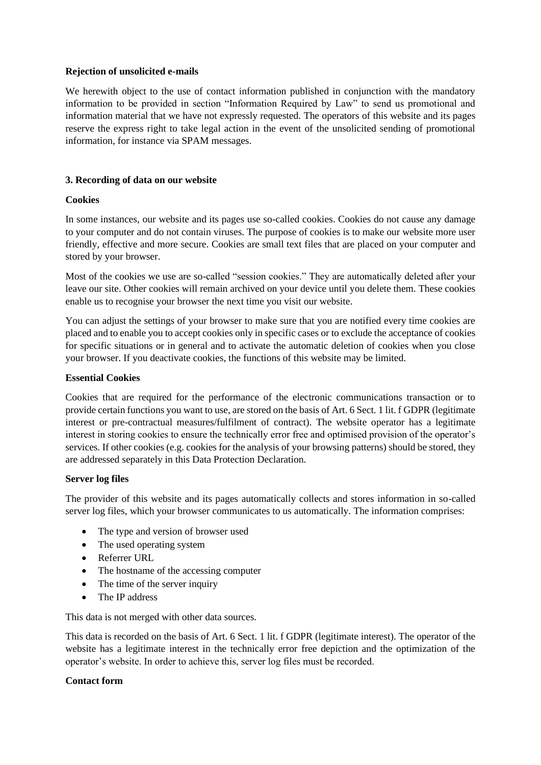**Rejection of unsolicited e-mails**

We herewith object to the use of contact information published in conjunction with the mandatory information to be provided in section "Information Required by Law" to send us promotional and information material that we have not expressly requested. The operators of this website and its pages reserve the express right to take legal action in the event of the unsolicited sending of promotional information, for instance via SPAM messages.

**3. Recording of data on our website**

**Cookies**

In some instances, our website and its pages use so-called cookies. Cookies do not cause any damage to your computer and do not contain viruses. The purpose of cookies is to make our website more user friendly, effective and more secure. Cookies are small text files that are placed on your computer and stored by your browser.

Most of the cookies we use are so-called "session cookies." They are automatically deleted after your leave our site. Other cookies will remain archived on your device until you delete them. These cookies enable us to recognise your browser the next time you visit our website.

You can adjust the settings of your browser to make sure that you are notified every time cookies are placed and to enable you to accept cookies only in specific cases or to exclude the acceptance of cookies for specific situations or in general and to activate the automatic deletion of cookies when you close your browser. If you deactivate cookies, the functions of this website may be limited.

**Essential Cookies**

Cookies that are required for the performance of the electronic communications transaction or to provide certain functions you want to use, are stored on the basis of Art. 6 Sect. 1 lit. f GDPR (legitimate interest or pre-contractual measures/fulfilment of contract). The website operator has a legitimate interest in storing cookies to ensure the technically error free and optimised provision of the operator's services. If other cookies (e.g. cookies for the analysis of your browsing patterns) should be stored, they are addressed separately in this Data Protection Declaration.

**Server log files**

The provider of this website and its pages automatically collects and stores information in so-called server log files, which your browser communicates to us automatically. The information comprises:

- The type and version of browser used
- The used operating system
- Referrer URL
- The hostname of the accessing computer
- The time of the server inquiry
- The IP address

This data is not merged with other data sources.

This data is recorded on the basis of Art. 6 Sect. 1 lit. f GDPR (legitimate interest). The operator of the website has a legitimate interest in the technically error free depiction and the optimization of the operator's website. In order to achieve this, server log files must be recorded.

**Contact form**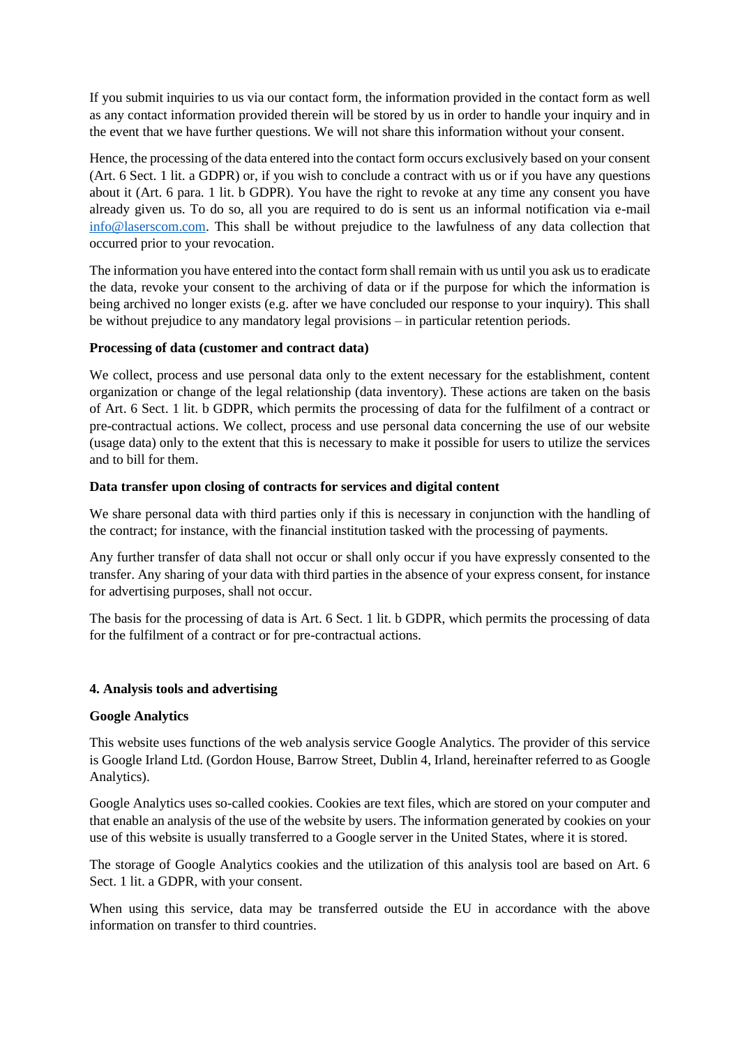If you submit inquiries to us via our contact form, the information provided in the contact form as well as any contact information provided therein will be stored by us in order to handle your inquiry and in the event that we have further questions. We will not share this information without your consent.

Hence, the processing of the data entered into the contact form occurs exclusively based on your consent (Art. 6 Sect. 1 lit. a GDPR) or, if you wish to conclude a contract with us or if you have any questions about it (Art. 6 para. 1 lit. b GDPR). You have the right to revoke at any time any consent you have already given us. To do so, all you are required to do is sent us an informal notification via e-mail info@laserscom.com. This shall be without prejudice to the lawfulness of any data collection that occurred prior to your revocation.

The information you have entered into the contact form shall remain with us until you ask us to eradicate the data, revoke your consent to the archiving of data or if the purpose for which the information is being archived no longer exists (e.g. after we have concluded our response to your inquiry). This shall be without prejudice to any mandatory legal provisions – in particular retention periods.

**Processing of data (customer and contract data)**

We collect, process and use personal data only to the extent necessary for the establishment, content organization or change of the legal relationship (data inventory). These actions are taken on the basis of Art. 6 Sect. 1 lit. b GDPR, which permits the processing of data for the fulfilment of a contract or pre-contractual actions. We collect, process and use personal data concerning the use of our website (usage data) only to the extent that this is necessary to make it possible for users to utilize the services and to bill for them.

**Data transfer upon closing of contracts for services and digital content**

We share personal data with third parties only if this is necessary in conjunction with the handling of the contract; for instance, with the financial institution tasked with the processing of payments.

Any further transfer of data shall not occur or shall only occur if you have expressly consented to the transfer. Any sharing of your data with third parties in the absence of your express consent, for instance for advertising purposes, shall not occur.

The basis for the processing of data is Art. 6 Sect. 1 lit. b GDPR, which permits the processing of data for the fulfilment of a contract or for pre-contractual actions.

## 4. Analysis tools and advertising

**Google Analytics**

This website uses functions of the web analysis service Google Analytics. The provider of this service is Google Irland Ltd. (Gordon House, Barrow Street, Dublin 4, Irland, hereinafter referred to as Google Analytics).

Google Analytics uses so-called cookies. Cookies are text files, which are stored on your computer and that enable an analysis of the use of the website by users. The information generated by cookies on your use of this website is usually transferred to a Google server in the United States, where it is stored.

The storage of Google Analytics cookies and the utilization of this analysis tool are based on Art. 6 Sect. 1 lit. a GDPR, with your consent.

When using this service, data may be transferred outside the EU in accordance with the above information on transfer to third countries.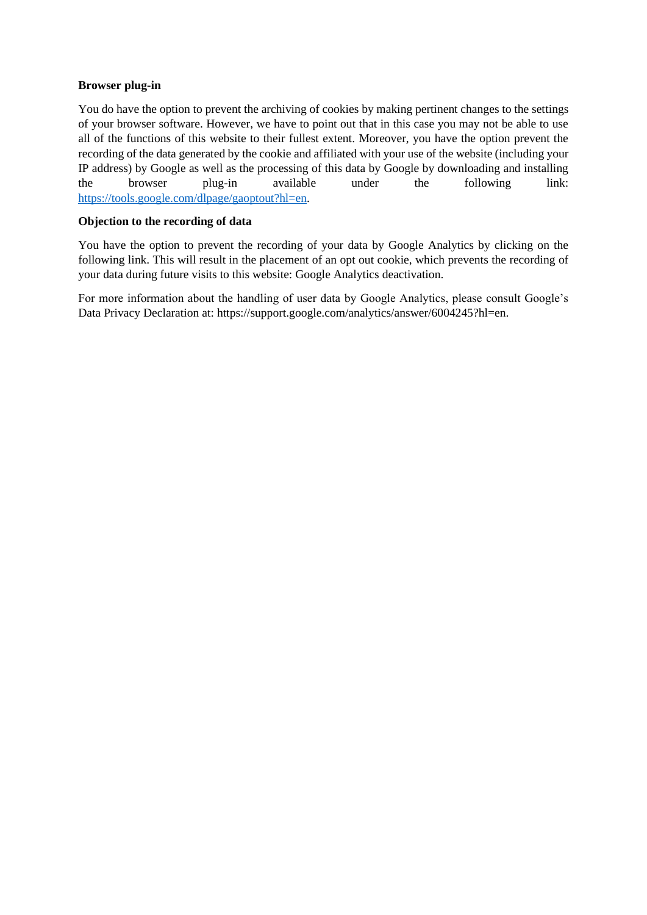**Browser plug-in**

You do have the option to prevent the archiving of cookies by making pertinent changes to the settings of your browser software. However, we have to point out that in this case you may not be able to use all of the functions of this website to their fullest extent. Moreover, you have the option prevent the recording of the data generated by the cookie and affiliated with your use of the website (including your IP address) by Google as well as the processing of this data by Google by downloading and installing the browser plug-in available under the following link: https://tools.google.com/dlpage/gaoptout?hl=en.

**Objection to the recording of data**

You have the option to prevent the recording of your data by Google Analytics by clicking on the following link. This will result in the placement of an opt out cookie, which prevents the recording of your data during future visits to this website: Google Analytics deactivation.

For more information about the handling of user data by Google Analytics, please consult Google's Data Privacy Declaration at: https://support.google.com/analytics/answer/6004245?hl=en.